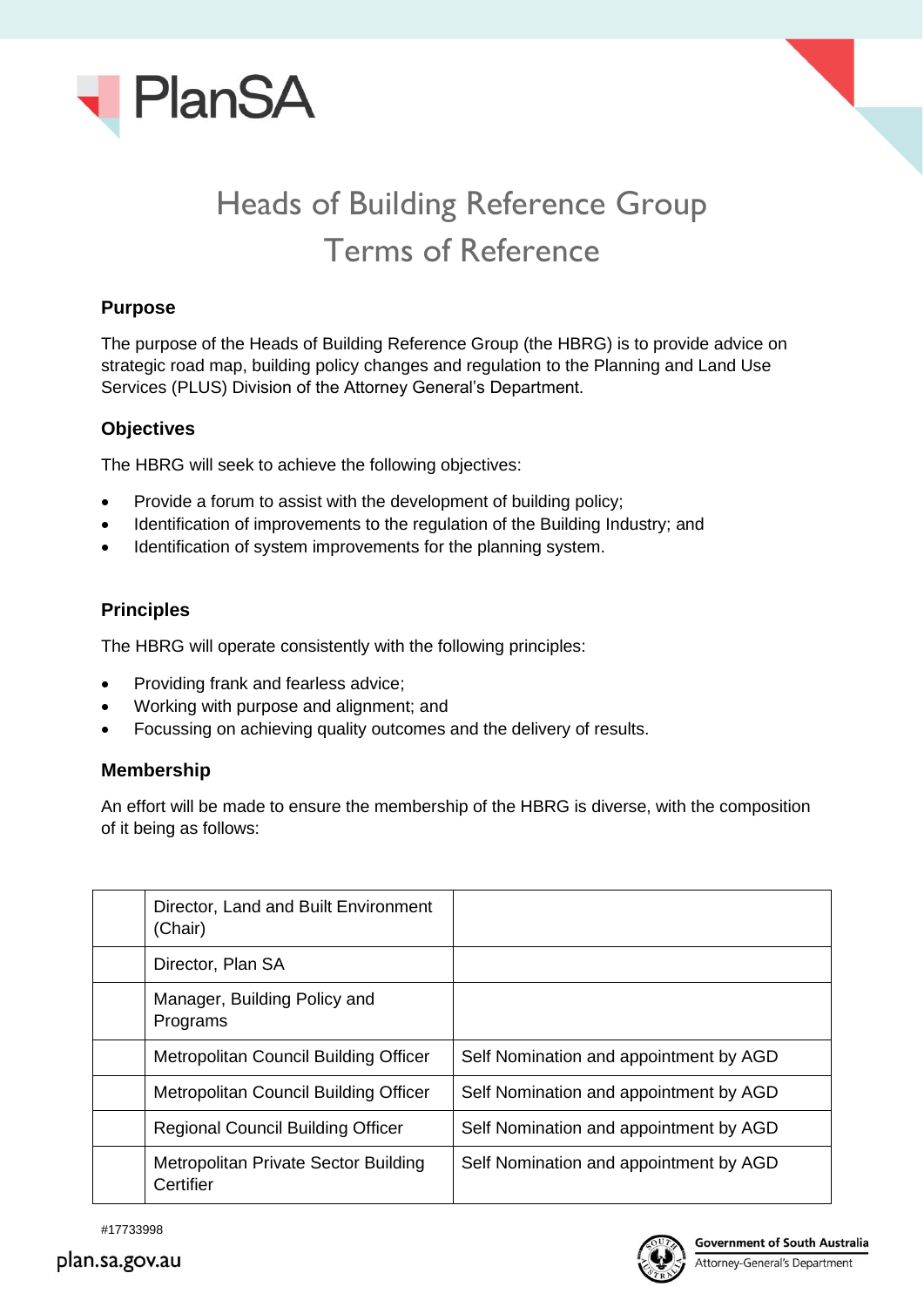# Heads of Building Reference Group Terms of Reference

## Purpose

The purpose of the Heads of Building Reference Group (the HBRG) is to provide advice on strategic road map, building policy changes and regulation to the Planning and Land Use Services (PLUS) Division of the Attorney General's Department.

## Objectives

The HBRG will seek to achieve the following objectives:

- Provide a forum to assist with the development of building policy;
- Identification of improvements to the regulation of the Building Industry; and
- Identification of system improvements for the planning system.

## Principles

The HBRG will operate consistently with the following principles:

- Providing frank and fearless advice;
- Working with purpose and alignment; and
- Focussing on achieving quality outcomes and the delivery of results.

## Membership

An effort will be made to ensure the membership of the HBRG is diverse, with the composition of it being as follows:

| | | |
|---|---|---|
| | Director, Land and Built Environment (Chair) | |
| | Director, Plan SA | |
| | Manager, Building Policy and Programs | |
| | Metropolitan Council Building Officer | Self Nomination and appointment by AGD |
| | Metropolitan Council Building Officer | Self Nomination and appointment by AGD |
| | Regional Council Building Officer | Self Nomination and appointment by AGD |
| | Metropolitan Private Sector Building Certifier | Self Nomination and appointment by AGD |

#17733998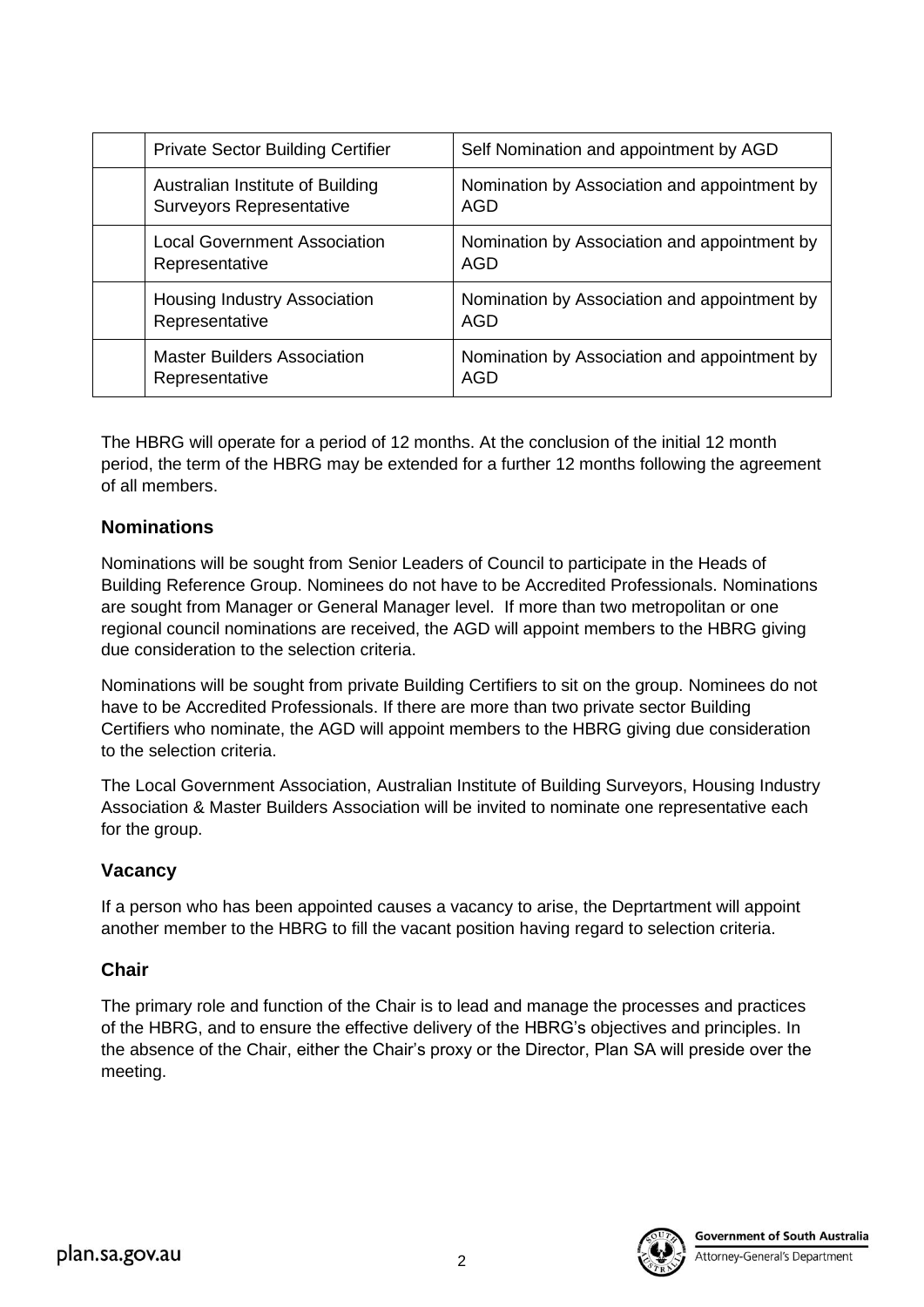| | | |
|---|---|---|
| | Private Sector Building Certifier | Self Nomination and appointment by AGD |
| | Australian Institute of Building Surveyors Representative | Nomination by Association and appointment by AGD |
| | Local Government Association Representative | Nomination by Association and appointment by AGD |
| | Housing Industry Association Representative | Nomination by Association and appointment by AGD |
| | Master Builders Association Representative | Nomination by Association and appointment by AGD |

The HBRG will operate for a period of 12 months. At the conclusion of the initial 12 month period, the term of the HBRG may be extended for a further 12 months following the agreement of all members.

### Nominations

Nominations will be sought from Senior Leaders of Council to participate in the Heads of Building Reference Group. Nominees do not have to be Accredited Professionals. Nominations are sought from Manager or General Manager level. If more than two metropolitan or one regional council nominations are received, the AGD will appoint members to the HBRG giving due consideration to the selection criteria.

Nominations will be sought from private Building Certifiers to sit on the group. Nominees do not have to be Accredited Professionals. If there are more than two private sector Building Certifiers who nominate, the AGD will appoint members to the HBRG giving due consideration to the selection criteria.

The Local Government Association, Australian Institute of Building Surveyors, Housing Industry Association & Master Builders Association will be invited to nominate one representative each for the group.

### Vacancy

If a person who has been appointed causes a vacancy to arise, the Deprtartment will appoint another member to the HBRG to fill the vacant position having regard to selection criteria.

### Chair

The primary role and function of the Chair is to lead and manage the processes and practices of the HBRG, and to ensure the effective delivery of the HBRG's objectives and principles. In the absence of the Chair, either the Chair's proxy or the Director, Plan SA will preside over the meeting.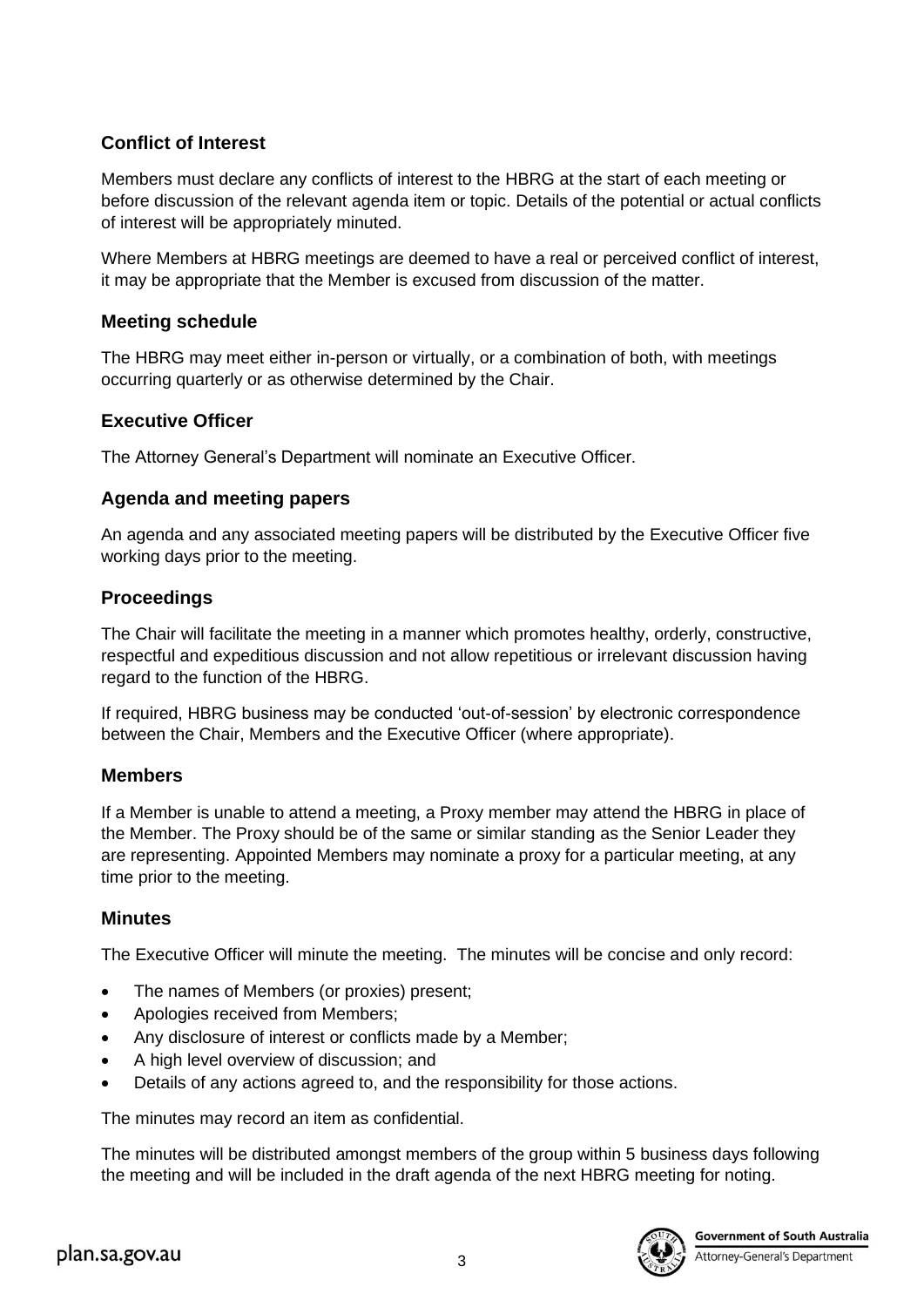### Conflict of Interest

Members must declare any conflicts of interest to the HBRG at the start of each meeting or before discussion of the relevant agenda item or topic. Details of the potential or actual conflicts of interest will be appropriately minuted.

Where Members at HBRG meetings are deemed to have a real or perceived conflict of interest, it may be appropriate that the Member is excused from discussion of the matter.

### Meeting schedule

The HBRG may meet either in-person or virtually, or a combination of both, with meetings occurring quarterly or as otherwise determined by the Chair.

### Executive Officer

The Attorney General's Department will nominate an Executive Officer.

### Agenda and meeting papers

An agenda and any associated meeting papers will be distributed by the Executive Officer five working days prior to the meeting.

### Proceedings

The Chair will facilitate the meeting in a manner which promotes healthy, orderly, constructive, respectful and expeditious discussion and not allow repetitious or irrelevant discussion having regard to the function of the HBRG.

If required, HBRG business may be conducted 'out-of-session' by electronic correspondence between the Chair, Members and the Executive Officer (where appropriate).

### Members

If a Member is unable to attend a meeting, a Proxy member may attend the HBRG in place of the Member. The Proxy should be of the same or similar standing as the Senior Leader they are representing. Appointed Members may nominate a proxy for a particular meeting, at any time prior to the meeting.

### Minutes

The Executive Officer will minute the meeting. The minutes will be concise and only record:

- The names of Members (or proxies) present;
- Apologies received from Members;
- Any disclosure of interest or conflicts made by a Member;
- A high level overview of discussion; and
- Details of any actions agreed to, and the responsibility for those actions.

The minutes may record an item as confidential.

The minutes will be distributed amongst members of the group within 5 business days following the meeting and will be included in the draft agenda of the next HBRG meeting for noting.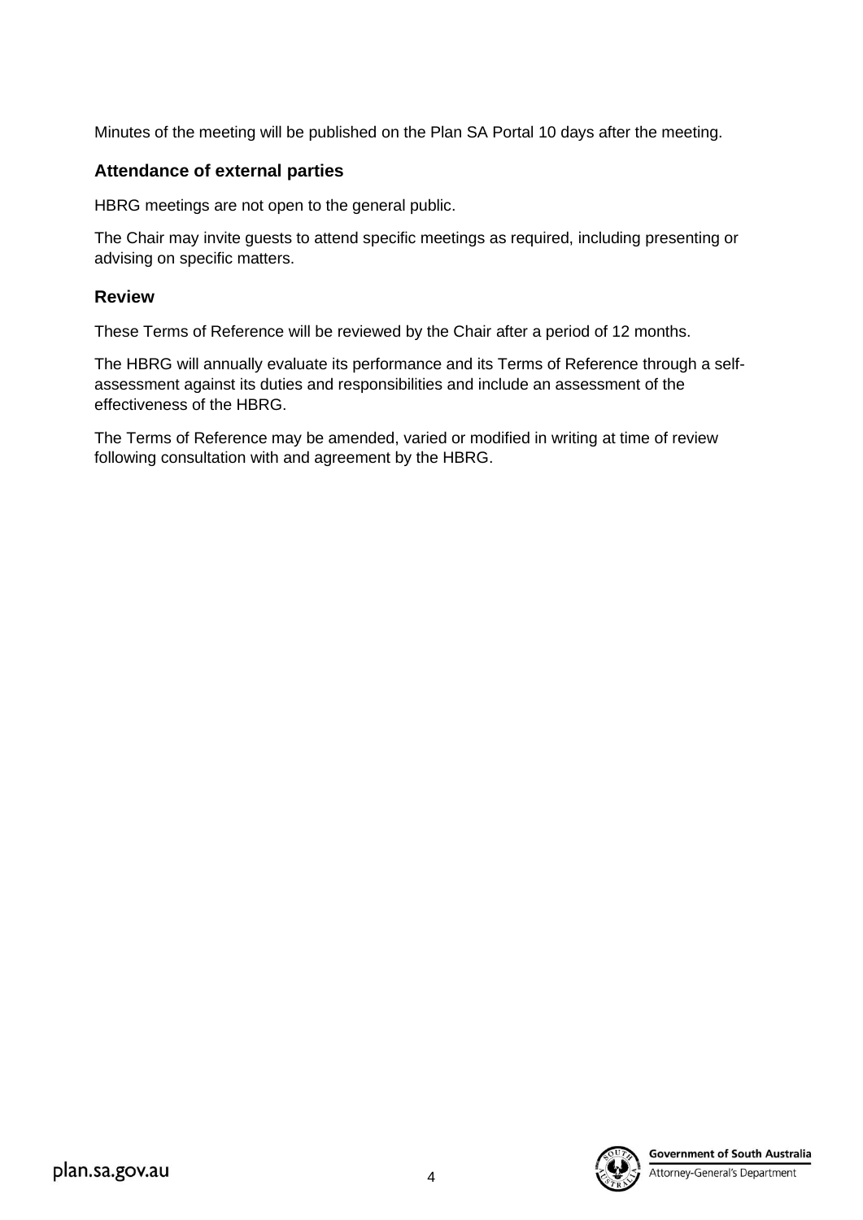Minutes of the meeting will be published on the Plan SA Portal 10 days after the meeting.

### Attendance of external parties

HBRG meetings are not open to the general public.

The Chair may invite guests to attend specific meetings as required, including presenting or advising on specific matters.

### Review

These Terms of Reference will be reviewed by the Chair after a period of 12 months.

The HBRG will annually evaluate its performance and its Terms of Reference through a self-assessment against its duties and responsibilities and include an assessment of the effectiveness of the HBRG.

The Terms of Reference may be amended, varied or modified in writing at time of review following consultation with and agreement by the HBRG.